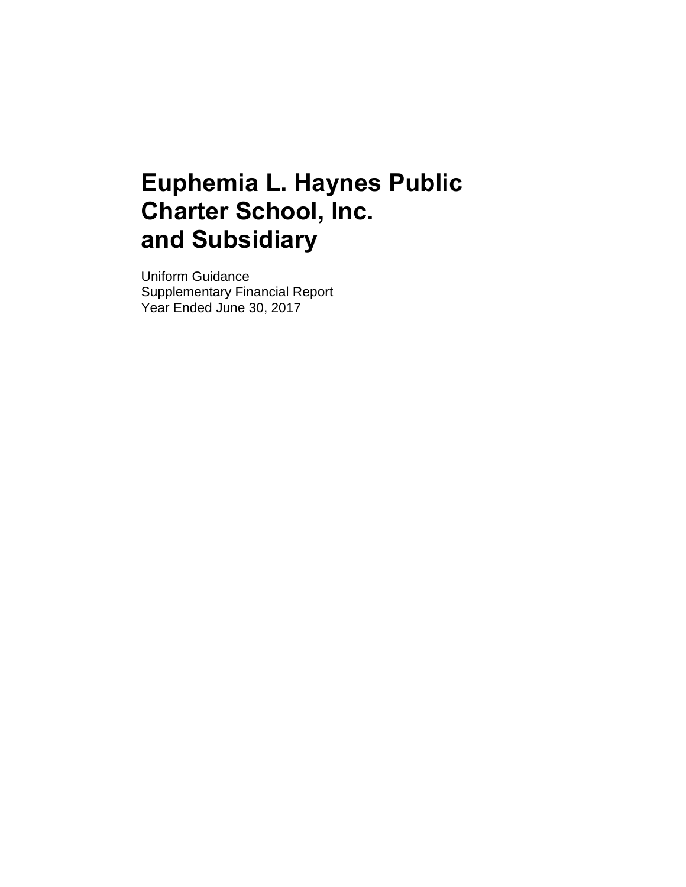# Euphemia L. Haynes Public Charter School, Inc. and Subsidiary

Uniform Guidance
Supplementary Financial Report
Year Ended June 30, 2017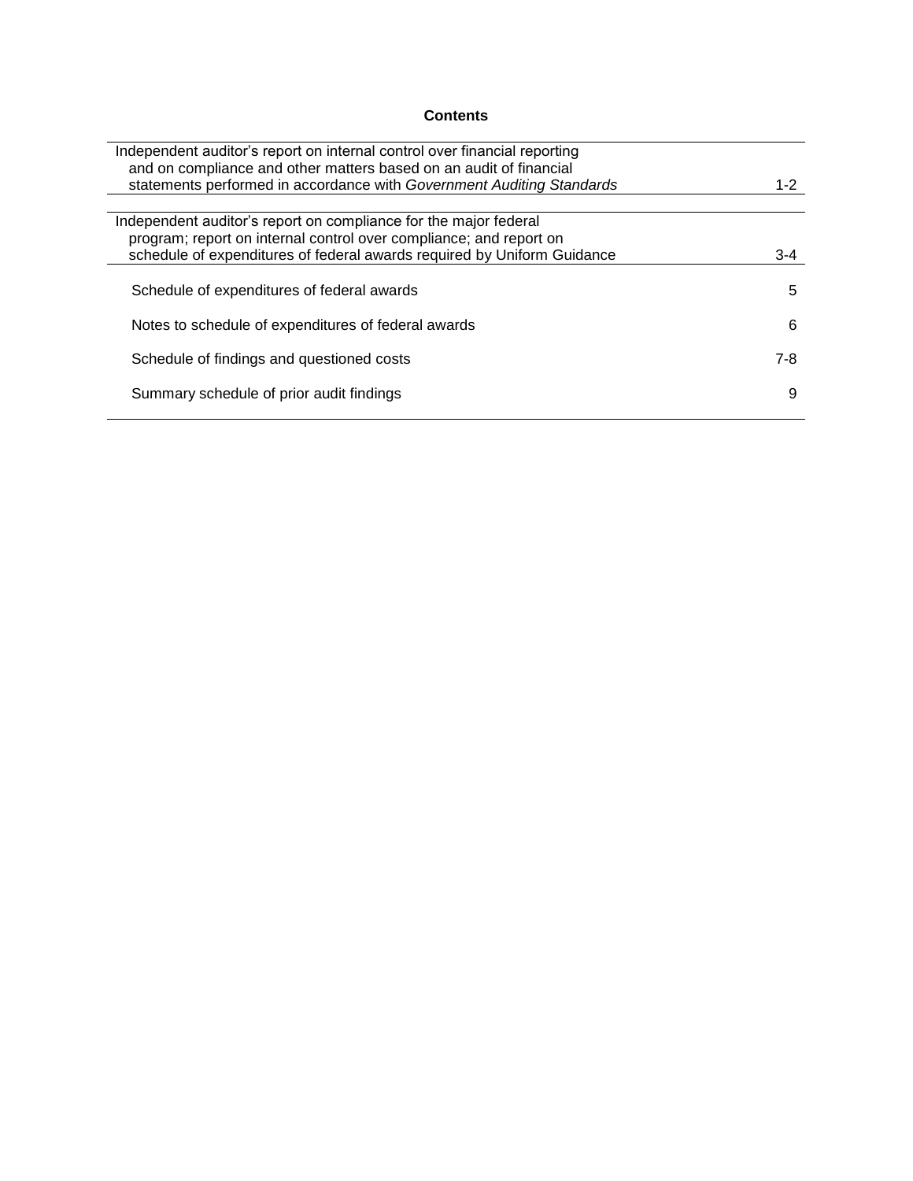**Contents**

| | |
|---|---|
| Independent auditor's report on internal control over financial reporting and on compliance and other matters based on an audit of financial statements performed in accordance with *Government Auditing Standards* | 1-2 |
| Independent auditor's report on compliance for the major federal program; report on internal control over compliance; and report on schedule of expenditures of federal awards required by Uniform Guidance | 3-4 |
| Schedule of expenditures of federal awards | 5 |
| Notes to schedule of expenditures of federal awards | 6 |
| Schedule of findings and questioned costs | 7-8 |
| Summary schedule of prior audit findings | 9 |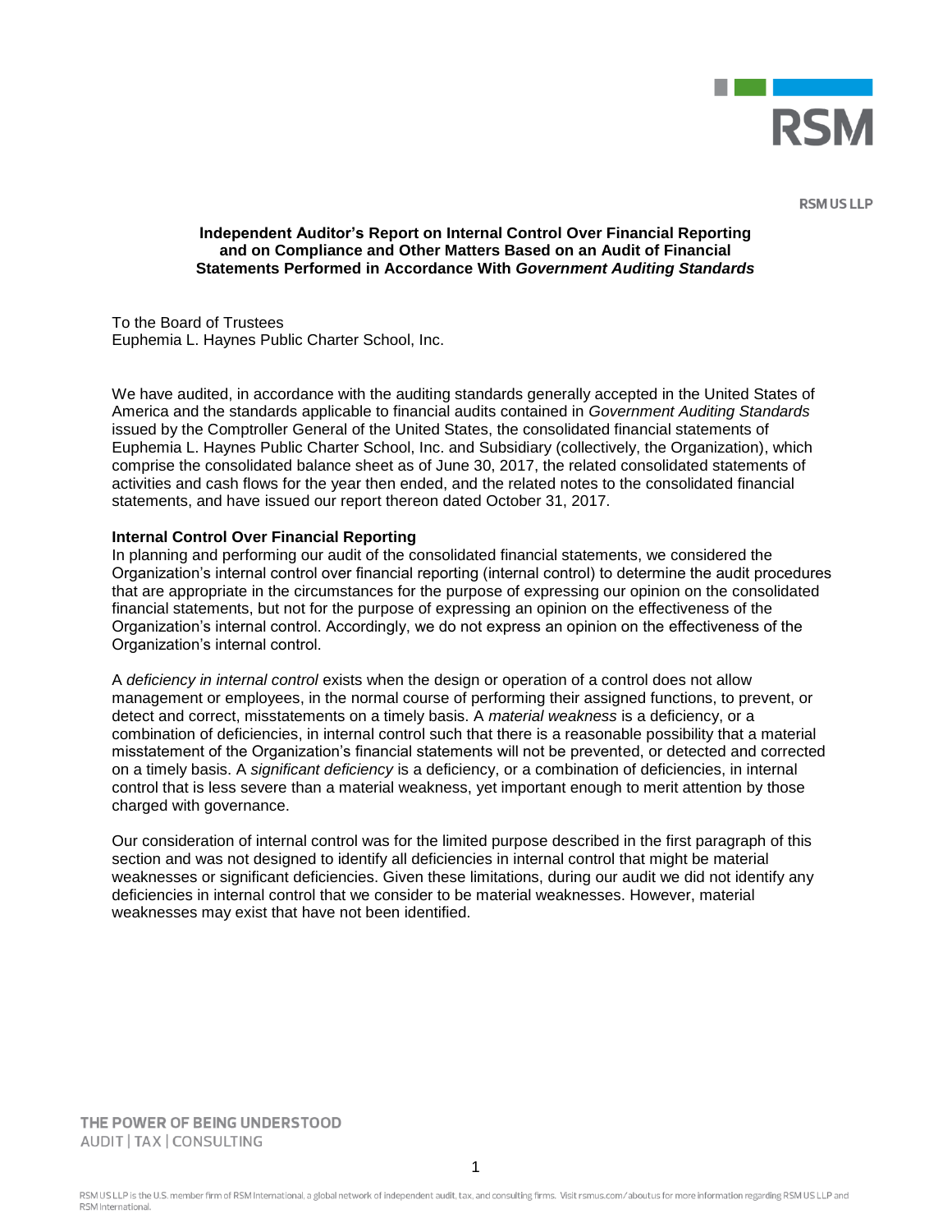RSM

RSM US LLP

**Independent Auditor's Report on Internal Control Over Financial Reporting and on Compliance and Other Matters Based on an Audit of Financial Statements Performed in Accordance With *Government Auditing Standards***

To the Board of Trustees
Euphemia L. Haynes Public Charter School, Inc.

We have audited, in accordance with the auditing standards generally accepted in the United States of America and the standards applicable to financial audits contained in *Government Auditing Standards* issued by the Comptroller General of the United States, the consolidated financial statements of Euphemia L. Haynes Public Charter School, Inc. and Subsidiary (collectively, the Organization), which comprise the consolidated balance sheet as of June 30, 2017, the related consolidated statements of activities and cash flows for the year then ended, and the related notes to the consolidated financial statements, and have issued our report thereon dated October 31, 2017.

**Internal Control Over Financial Reporting**

In planning and performing our audit of the consolidated financial statements, we considered the Organization's internal control over financial reporting (internal control) to determine the audit procedures that are appropriate in the circumstances for the purpose of expressing our opinion on the consolidated financial statements, but not for the purpose of expressing an opinion on the effectiveness of the Organization's internal control. Accordingly, we do not express an opinion on the effectiveness of the Organization's internal control.

A *deficiency in internal control* exists when the design or operation of a control does not allow management or employees, in the normal course of performing their assigned functions, to prevent, or detect and correct, misstatements on a timely basis. A *material weakness* is a deficiency, or a combination of deficiencies, in internal control such that there is a reasonable possibility that a material misstatement of the Organization's financial statements will not be prevented, or detected and corrected on a timely basis. A *significant deficiency* is a deficiency, or a combination of deficiencies, in internal control that is less severe than a material weakness, yet important enough to merit attention by those charged with governance.

Our consideration of internal control was for the limited purpose described in the first paragraph of this section and was not designed to identify all deficiencies in internal control that might be material weaknesses or significant deficiencies. Given these limitations, during our audit we did not identify any deficiencies in internal control that we consider to be material weaknesses. However, material weaknesses may exist that have not been identified.

THE POWER OF BEING UNDERSTOOD
AUDIT | TAX | CONSULTING

RSM US LLP is the U.S. member firm of RSM International, a global network of independent audit, tax, and consulting firms. Visit rsmus.com/aboutus for more information regarding RSM US LLP and RSM International.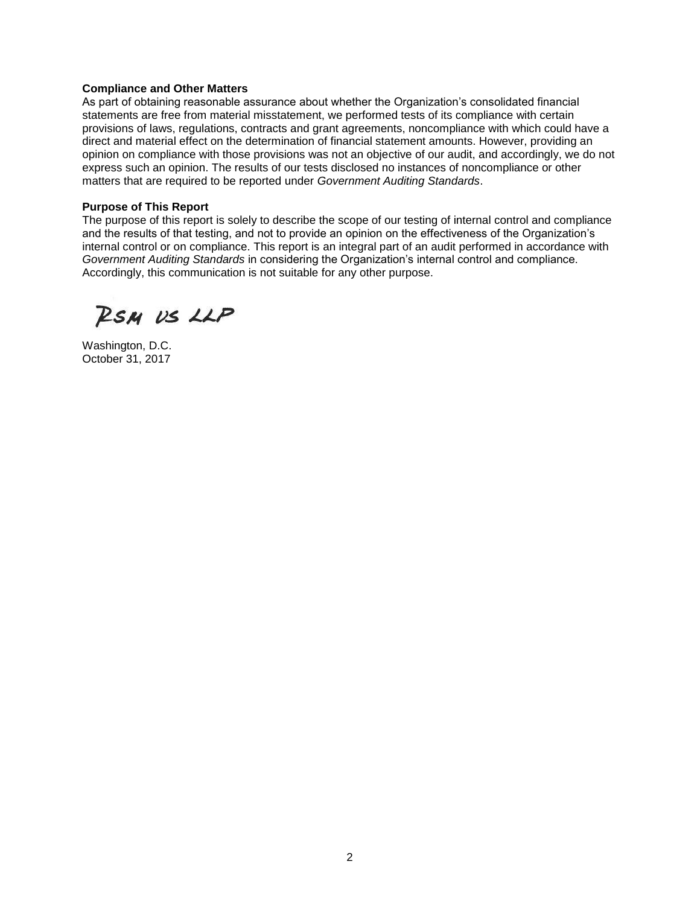**Compliance and Other Matters**

As part of obtaining reasonable assurance about whether the Organization's consolidated financial statements are free from material misstatement, we performed tests of its compliance with certain provisions of laws, regulations, contracts and grant agreements, noncompliance with which could have a direct and material effect on the determination of financial statement amounts. However, providing an opinion on compliance with those provisions was not an objective of our audit, and accordingly, we do not express such an opinion. The results of our tests disclosed no instances of noncompliance or other matters that are required to be reported under *Government Auditing Standards*.

**Purpose of This Report**

The purpose of this report is solely to describe the scope of our testing of internal control and compliance and the results of that testing, and not to provide an opinion on the effectiveness of the Organization's internal control or on compliance. This report is an integral part of an audit performed in accordance with *Government Auditing Standards* in considering the Organization's internal control and compliance. Accordingly, this communication is not suitable for any other purpose.

RSM US LLP

Washington, D.C.
October 31, 2017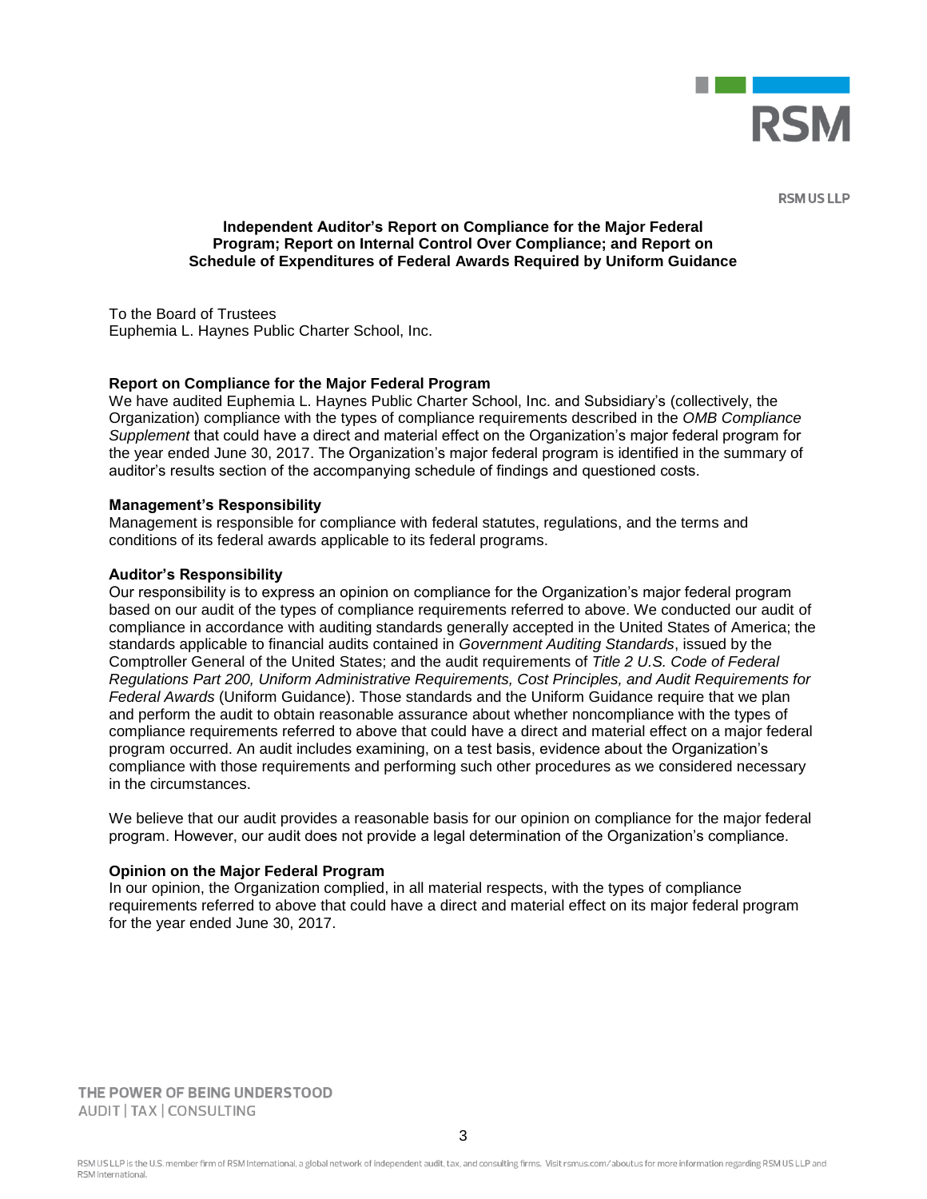RSM US LLP

**Independent Auditor's Report on Compliance for the Major Federal Program; Report on Internal Control Over Compliance; and Report on Schedule of Expenditures of Federal Awards Required by Uniform Guidance**

To the Board of Trustees
Euphemia L. Haynes Public Charter School, Inc.

**Report on Compliance for the Major Federal Program**

We have audited Euphemia L. Haynes Public Charter School, Inc. and Subsidiary's (collectively, the Organization) compliance with the types of compliance requirements described in the *OMB Compliance Supplement* that could have a direct and material effect on the Organization's major federal program for the year ended June 30, 2017. The Organization's major federal program is identified in the summary of auditor's results section of the accompanying schedule of findings and questioned costs.

**Management's Responsibility**

Management is responsible for compliance with federal statutes, regulations, and the terms and conditions of its federal awards applicable to its federal programs.

**Auditor's Responsibility**

Our responsibility is to express an opinion on compliance for the Organization's major federal program based on our audit of the types of compliance requirements referred to above. We conducted our audit of compliance in accordance with auditing standards generally accepted in the United States of America; the standards applicable to financial audits contained in *Government Auditing Standards*, issued by the Comptroller General of the United States; and the audit requirements of *Title 2 U.S. Code of Federal Regulations Part 200, Uniform Administrative Requirements, Cost Principles, and Audit Requirements for Federal Awards* (Uniform Guidance). Those standards and the Uniform Guidance require that we plan and perform the audit to obtain reasonable assurance about whether noncompliance with the types of compliance requirements referred to above that could have a direct and material effect on a major federal program occurred. An audit includes examining, on a test basis, evidence about the Organization's compliance with those requirements and performing such other procedures as we considered necessary in the circumstances.

We believe that our audit provides a reasonable basis for our opinion on compliance for the major federal program. However, our audit does not provide a legal determination of the Organization's compliance.

**Opinion on the Major Federal Program**

In our opinion, the Organization complied, in all material respects, with the types of compliance requirements referred to above that could have a direct and material effect on its major federal program for the year ended June 30, 2017.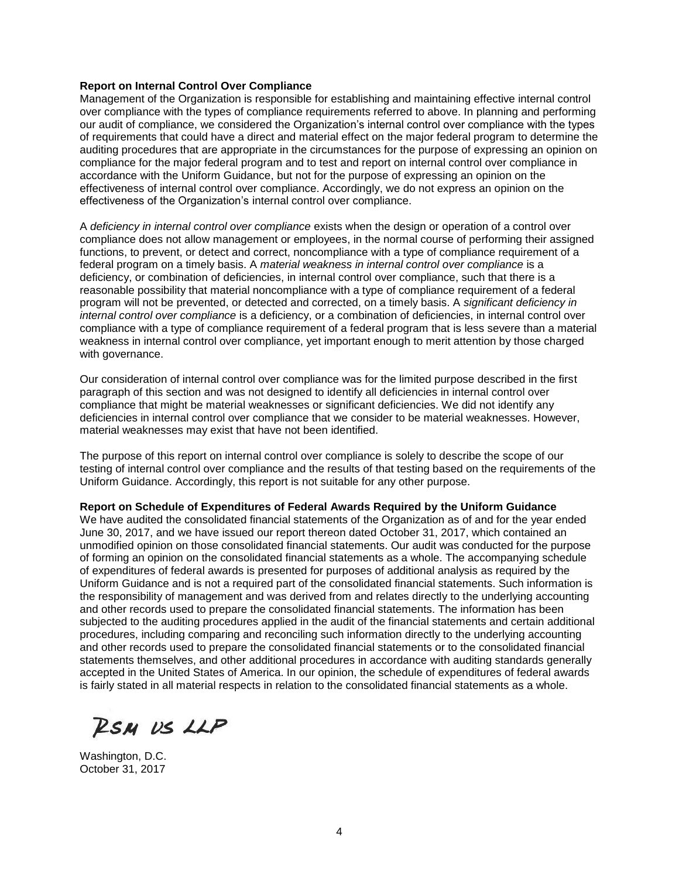**Report on Internal Control Over Compliance**

Management of the Organization is responsible for establishing and maintaining effective internal control over compliance with the types of compliance requirements referred to above. In planning and performing our audit of compliance, we considered the Organization's internal control over compliance with the types of requirements that could have a direct and material effect on the major federal program to determine the auditing procedures that are appropriate in the circumstances for the purpose of expressing an opinion on compliance for the major federal program and to test and report on internal control over compliance in accordance with the Uniform Guidance, but not for the purpose of expressing an opinion on the effectiveness of internal control over compliance. Accordingly, we do not express an opinion on the effectiveness of the Organization's internal control over compliance.

A *deficiency in internal control over compliance* exists when the design or operation of a control over compliance does not allow management or employees, in the normal course of performing their assigned functions, to prevent, or detect and correct, noncompliance with a type of compliance requirement of a federal program on a timely basis. A *material weakness in internal control over compliance* is a deficiency, or combination of deficiencies, in internal control over compliance, such that there is a reasonable possibility that material noncompliance with a type of compliance requirement of a federal program will not be prevented, or detected and corrected, on a timely basis. A *significant deficiency in internal control over compliance* is a deficiency, or a combination of deficiencies, in internal control over compliance with a type of compliance requirement of a federal program that is less severe than a material weakness in internal control over compliance, yet important enough to merit attention by those charged with governance.

Our consideration of internal control over compliance was for the limited purpose described in the first paragraph of this section and was not designed to identify all deficiencies in internal control over compliance that might be material weaknesses or significant deficiencies. We did not identify any deficiencies in internal control over compliance that we consider to be material weaknesses. However, material weaknesses may exist that have not been identified.

The purpose of this report on internal control over compliance is solely to describe the scope of our testing of internal control over compliance and the results of that testing based on the requirements of the Uniform Guidance. Accordingly, this report is not suitable for any other purpose.

**Report on Schedule of Expenditures of Federal Awards Required by the Uniform Guidance**

We have audited the consolidated financial statements of the Organization as of and for the year ended June 30, 2017, and we have issued our report thereon dated October 31, 2017, which contained an unmodified opinion on those consolidated financial statements. Our audit was conducted for the purpose of forming an opinion on the consolidated financial statements as a whole. The accompanying schedule of expenditures of federal awards is presented for purposes of additional analysis as required by the Uniform Guidance and is not a required part of the consolidated financial statements. Such information is the responsibility of management and was derived from and relates directly to the underlying accounting and other records used to prepare the consolidated financial statements. The information has been subjected to the auditing procedures applied in the audit of the financial statements and certain additional procedures, including comparing and reconciling such information directly to the underlying accounting and other records used to prepare the consolidated financial statements or to the consolidated financial statements themselves, and other additional procedures in accordance with auditing standards generally accepted in the United States of America. In our opinion, the schedule of expenditures of federal awards is fairly stated in all material respects in relation to the consolidated financial statements as a whole.

RSM US LLP

Washington, D.C.
October 31, 2017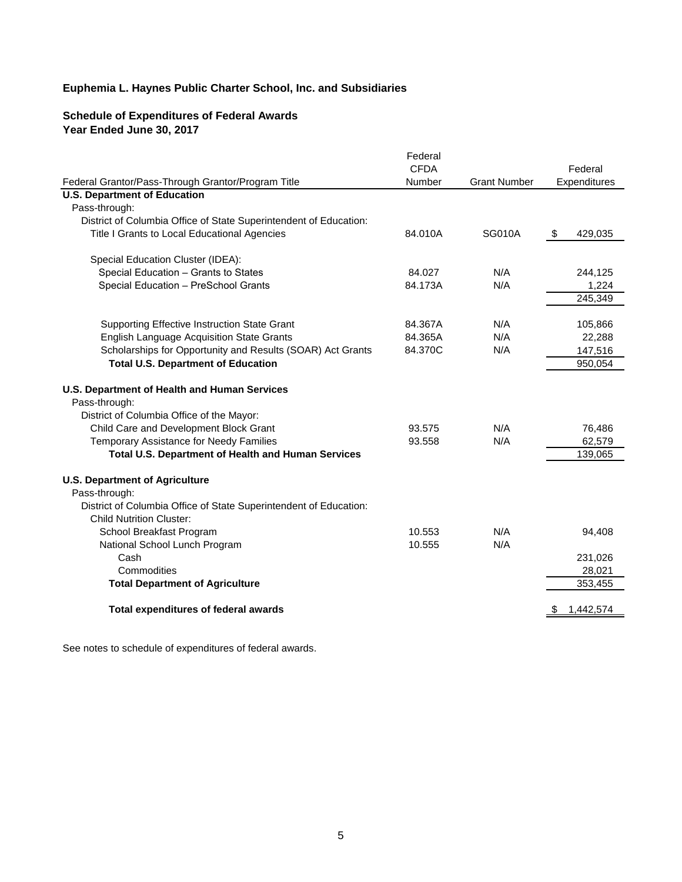**Euphemia L. Haynes Public Charter School, Inc. and Subsidiaries**

**Schedule of Expenditures of Federal Awards**
**Year Ended June 30, 2017**

| Federal Grantor/Pass-Through Grantor/Program Title | Federal CFDA Number | Grant Number | Federal Expenditures |
|---|---|---|---|
| **U.S. Department of Education** | | | |
| Pass-through: | | | |
| District of Columbia Office of State Superintendent of Education: | | | |
| Title I Grants to Local Educational Agencies | 84.010A | SG010A | $ 429,035 |
| | | | |
| Special Education Cluster (IDEA): | | | |
| Special Education – Grants to States | 84.027 | N/A | 244,125 |
| Special Education – PreSchool Grants | 84.173A | N/A | 1,224 |
| | | | 245,349 |
| | | | |
| Supporting Effective Instruction State Grant | 84.367A | N/A | 105,866 |
| English Language Acquisition State Grants | 84.365A | N/A | 22,288 |
| Scholarships for Opportunity and Results (SOAR) Act Grants | 84.370C | N/A | 147,516 |
| **Total U.S. Department of Education** | | | 950,054 |
| | | | |
| **U.S. Department of Health and Human Services** | | | |
| Pass-through: | | | |
| District of Columbia Office of the Mayor: | | | |
| Child Care and Development Block Grant | 93.575 | N/A | 76,486 |
| Temporary Assistance for Needy Families | 93.558 | N/A | 62,579 |
| **Total U.S. Department of Health and Human Services** | | | 139,065 |
| | | | |
| **U.S. Department of Agriculture** | | | |
| Pass-through: | | | |
| District of Columbia Office of State Superintendent of Education: | | | |
| Child Nutrition Cluster: | | | |
| School Breakfast Program | 10.553 | N/A | 94,408 |
| National School Lunch Program | 10.555 | N/A | |
| Cash | | | 231,026 |
| Commodities | | | 28,021 |
| **Total Department of Agriculture** | | | 353,455 |
| | | | |
| **Total expenditures of federal awards** | | | $ 1,442,574 |

See notes to schedule of expenditures of federal awards.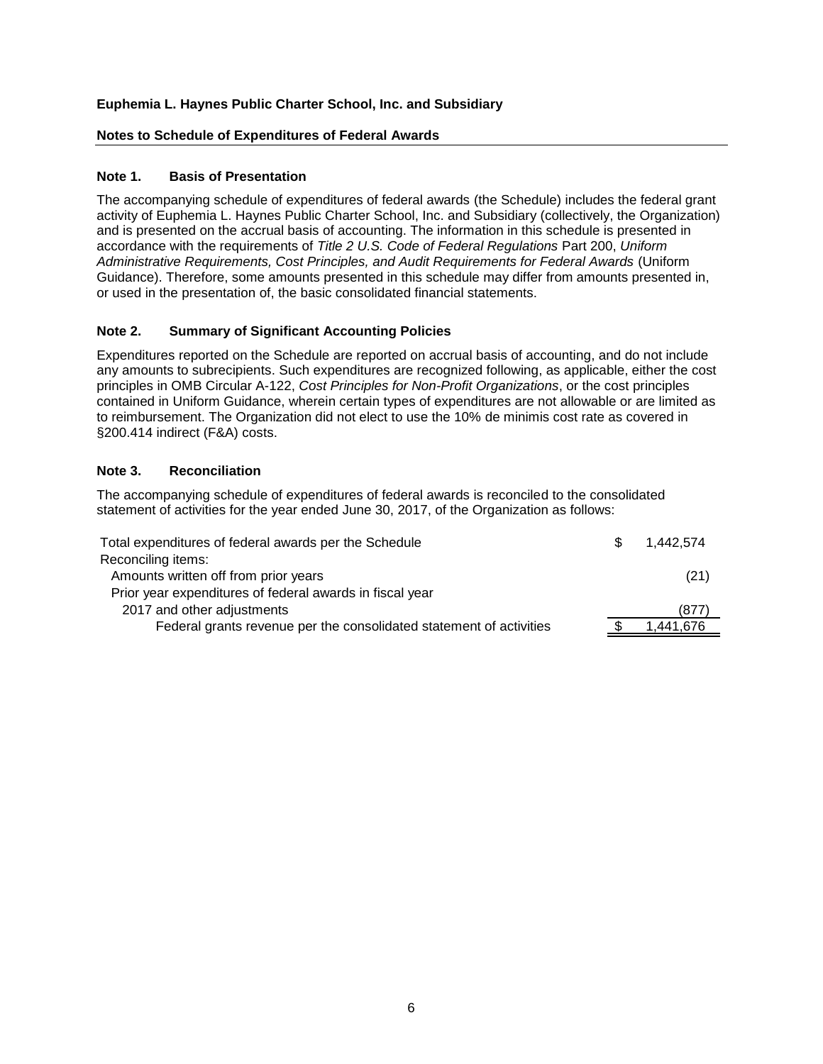**Euphemia L. Haynes Public Charter School, Inc. and Subsidiary**

**Notes to Schedule of Expenditures of Federal Awards**

## Note 1. Basis of Presentation

The accompanying schedule of expenditures of federal awards (the Schedule) includes the federal grant activity of Euphemia L. Haynes Public Charter School, Inc. and Subsidiary (collectively, the Organization) and is presented on the accrual basis of accounting. The information in this schedule is presented in accordance with the requirements of *Title 2 U.S. Code of Federal Regulations* Part 200, *Uniform Administrative Requirements, Cost Principles, and Audit Requirements for Federal Awards* (Uniform Guidance). Therefore, some amounts presented in this schedule may differ from amounts presented in, or used in the presentation of, the basic consolidated financial statements.

## Note 2. Summary of Significant Accounting Policies

Expenditures reported on the Schedule are reported on accrual basis of accounting, and do not include any amounts to subrecipients. Such expenditures are recognized following, as applicable, either the cost principles in OMB Circular A-122, *Cost Principles for Non-Profit Organizations*, or the cost principles contained in Uniform Guidance, wherein certain types of expenditures are not allowable or are limited as to reimbursement. The Organization did not elect to use the 10% de minimis cost rate as covered in §200.414 indirect (F&A) costs.

## Note 3. Reconciliation

The accompanying schedule of expenditures of federal awards is reconciled to the consolidated statement of activities for the year ended June 30, 2017, of the Organization as follows:

| | | |
|---|---|---|
| Total expenditures of federal awards per the Schedule | $ | 1,442,574 |
| Reconciling items: | | |
| Amounts written off from prior years | | (21) |
| Prior year expenditures of federal awards in fiscal year 2017 and other adjustments | | (877) |
| Federal grants revenue per the consolidated statement of activities | $ | 1,441,676 |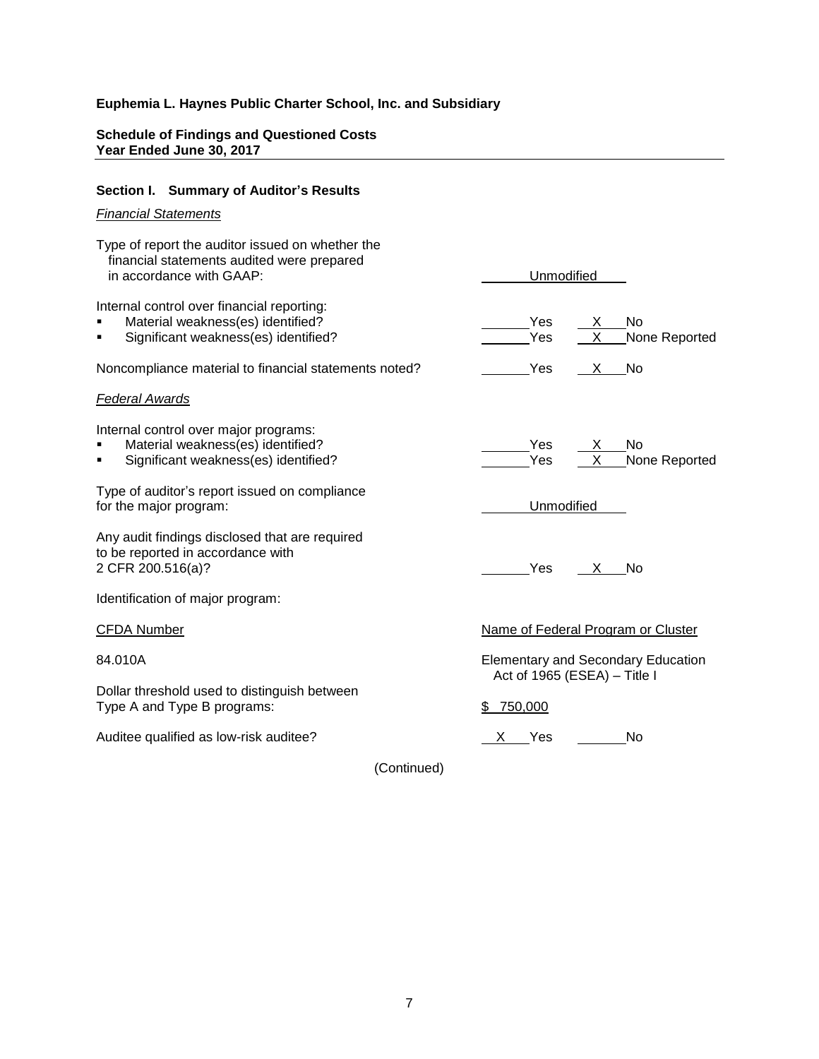**Euphemia L. Haynes Public Charter School, Inc. and Subsidiary**

**Schedule of Findings and Questioned Costs**
**Year Ended June 30, 2017**

### Section I. Summary of Auditor's Results

*Financial Statements*

| | |
|---|---|
| Type of report the auditor issued on whether the financial statements audited were prepared in accordance with GAAP: | Unmodified |
| Internal control over financial reporting: | |
| ▪ Material weakness(es) identified? | ___ Yes _X_ No |
| ▪ Significant weakness(es) identified? | ___ Yes _X_ None Reported |
| Noncompliance material to financial statements noted? | ___ Yes _X_ No |

*Federal Awards*

| | |
|---|---|
| Internal control over major programs: | |
| ▪ Material weakness(es) identified? | ___ Yes _X_ No |
| ▪ Significant weakness(es) identified? | ___ Yes _X_ None Reported |
| Type of auditor's report issued on compliance for the major program: | Unmodified |
| Any audit findings disclosed that are required to be reported in accordance with 2 CFR 200.516(a)? | ___ Yes _X_ No |

Identification of major program:

| CFDA Number | Name of Federal Program or Cluster |
|---|---|
| 84.010A | Elementary and Secondary Education Act of 1965 (ESEA) – Title I |

| | |
|---|---|
| Dollar threshold used to distinguish between Type A and Type B programs: | $ 750,000 |
| Auditee qualified as low-risk auditee? | _X_ Yes ___ No |

(Continued)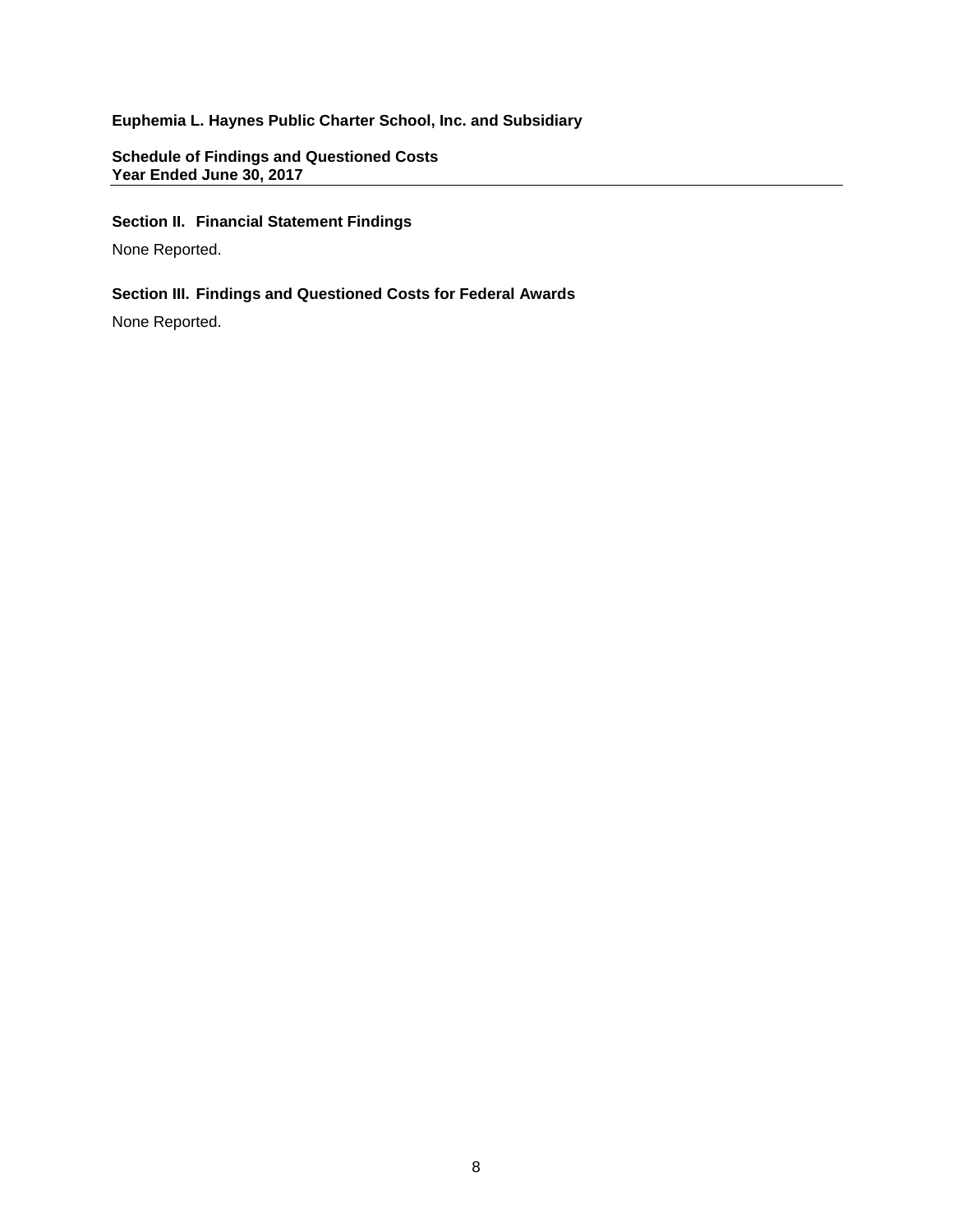**Euphemia L. Haynes Public Charter School, Inc. and Subsidiary**

**Schedule of Findings and Questioned Costs**
**Year Ended June 30, 2017**

### Section II. Financial Statement Findings

None Reported.

### Section III. Findings and Questioned Costs for Federal Awards

None Reported.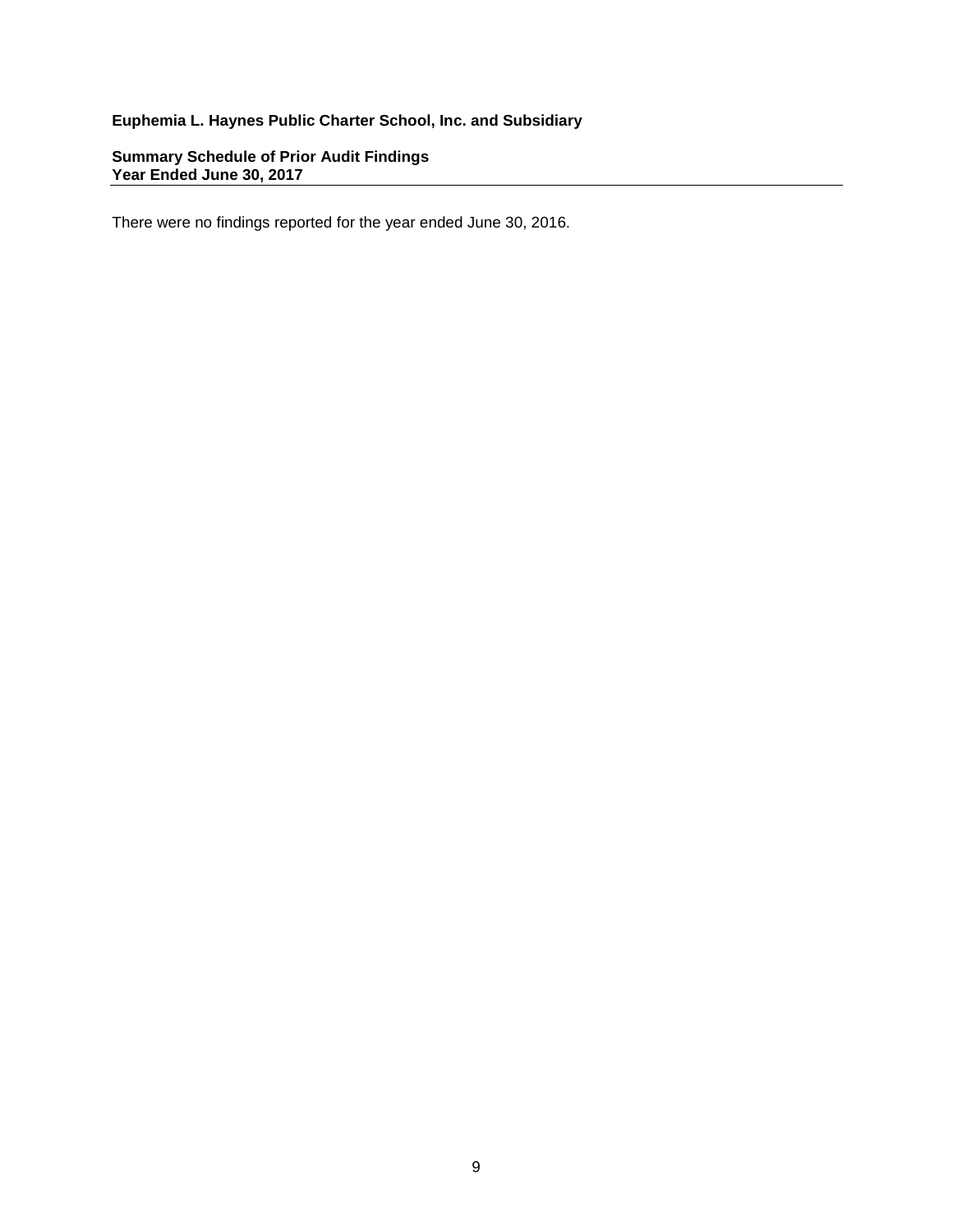**Euphemia L. Haynes Public Charter School, Inc. and Subsidiary**

**Summary Schedule of Prior Audit Findings**
**Year Ended June 30, 2017**

There were no findings reported for the year ended June 30, 2016.